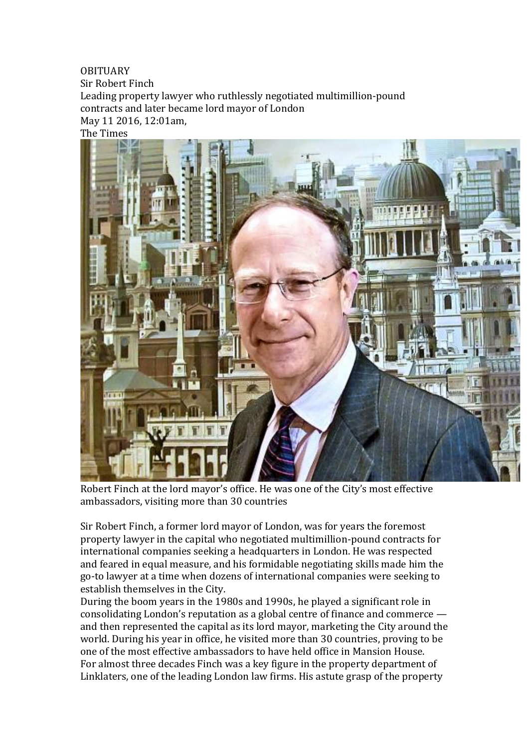OBITUARY

# Sir Robert Finch

Leading property lawyer who ruthlessly negotiated multimillion-pound contracts and later became lord mayor of London

May 11 2016, 12:01am,

The Times

Robert Finch at the lord mayor's office. He was one of the City's most effective ambassadors, visiting more than 30 countries

Sir Robert Finch, a former lord mayor of London, was for years the foremost property lawyer in the capital who negotiated multimillion-pound contracts for international companies seeking a headquarters in London. He was respected and feared in equal measure, and his formidable negotiating skills made him the go-to lawyer at a time when dozens of international companies were seeking to establish themselves in the City.

During the boom years in the 1980s and 1990s, he played a significant role in consolidating London's reputation as a global centre of finance and commerce — and then represented the capital as its lord mayor, marketing the City around the world. During his year in office, he visited more than 30 countries, proving to be one of the most effective ambassadors to have held office in Mansion House.

For almost three decades Finch was a key figure in the property department of Linklaters, one of the leading London law firms. His astute grasp of the property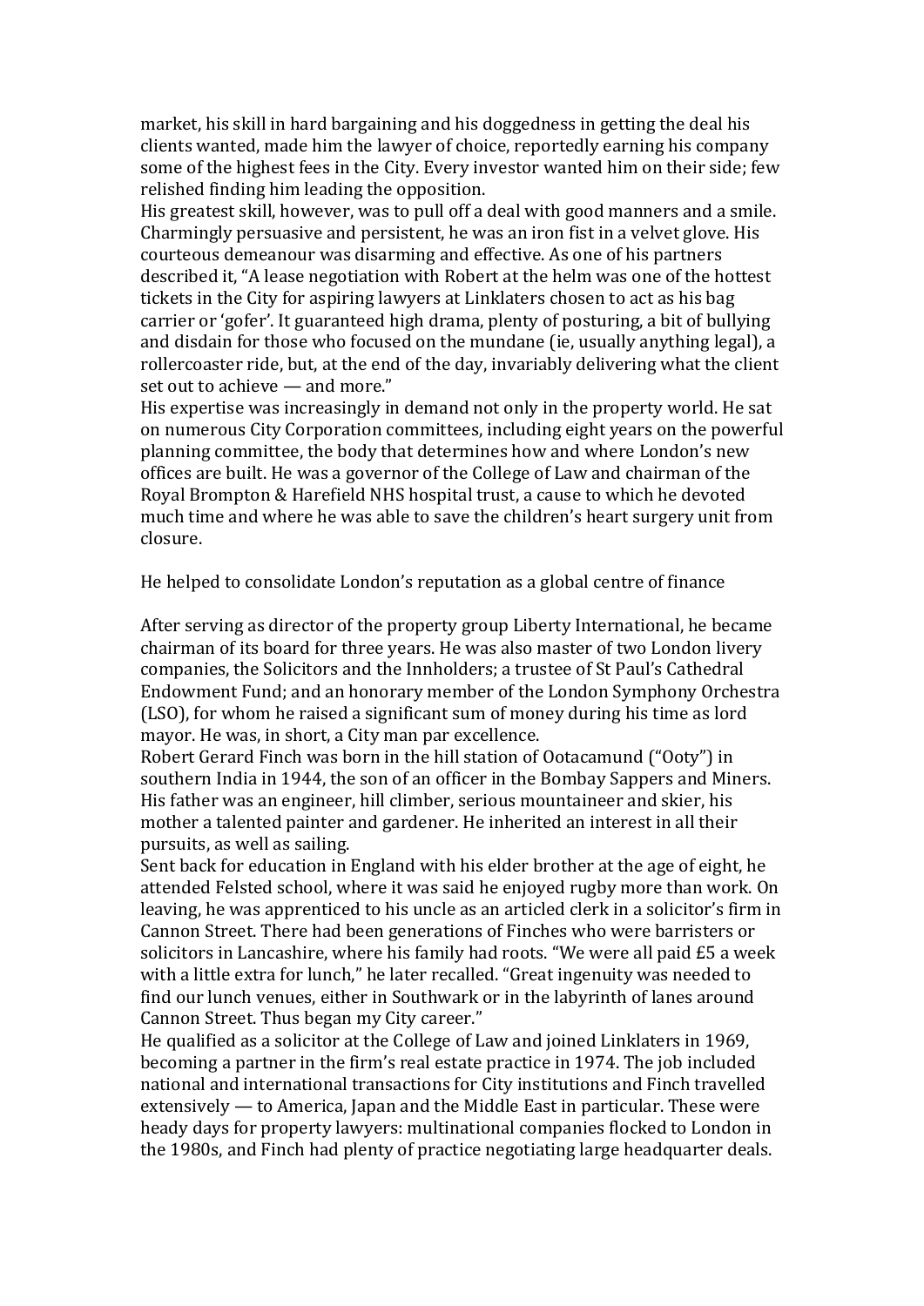market, his skill in hard bargaining and his doggedness in getting the deal his clients wanted, made him the lawyer of choice, reportedly earning his company some of the highest fees in the City. Every investor wanted him on their side; few relished finding him leading the opposition.

His greatest skill, however, was to pull off a deal with good manners and a smile. Charmingly persuasive and persistent, he was an iron fist in a velvet glove. His courteous demeanour was disarming and effective. As one of his partners described it, "A lease negotiation with Robert at the helm was one of the hottest tickets in the City for aspiring lawyers at Linklaters chosen to act as his bag carrier or 'gofer'. It guaranteed high drama, plenty of posturing, a bit of bullying and disdain for those who focused on the mundane (ie, usually anything legal), a rollercoaster ride, but, at the end of the day, invariably delivering what the client set out to achieve — and more."

His expertise was increasingly in demand not only in the property world. He sat on numerous City Corporation committees, including eight years on the powerful planning committee, the body that determines how and where London's new offices are built. He was a governor of the College of Law and chairman of the Royal Brompton & Harefield NHS hospital trust, a cause to which he devoted much time and where he was able to save the children's heart surgery unit from closure.

He helped to consolidate London's reputation as a global centre of finance

After serving as director of the property group Liberty International, he became chairman of its board for three years. He was also master of two London livery companies, the Solicitors and the Innholders; a trustee of St Paul's Cathedral Endowment Fund; and an honorary member of the London Symphony Orchestra (LSO), for whom he raised a significant sum of money during his time as lord mayor. He was, in short, a City man par excellence.

Robert Gerard Finch was born in the hill station of Ootacamund ("Ooty") in southern India in 1944, the son of an officer in the Bombay Sappers and Miners. His father was an engineer, hill climber, serious mountaineer and skier, his mother a talented painter and gardener. He inherited an interest in all their pursuits, as well as sailing.

Sent back for education in England with his elder brother at the age of eight, he attended Felsted school, where it was said he enjoyed rugby more than work. On leaving, he was apprenticed to his uncle as an articled clerk in a solicitor's firm in Cannon Street. There had been generations of Finches who were barristers or solicitors in Lancashire, where his family had roots. "We were all paid £5 a week with a little extra for lunch," he later recalled. "Great ingenuity was needed to find our lunch venues, either in Southwark or in the labyrinth of lanes around Cannon Street. Thus began my City career."

He qualified as a solicitor at the College of Law and joined Linklaters in 1969, becoming a partner in the firm's real estate practice in 1974. The job included national and international transactions for City institutions and Finch travelled extensively — to America, Japan and the Middle East in particular. These were heady days for property lawyers: multinational companies flocked to London in the 1980s, and Finch had plenty of practice negotiating large headquarter deals.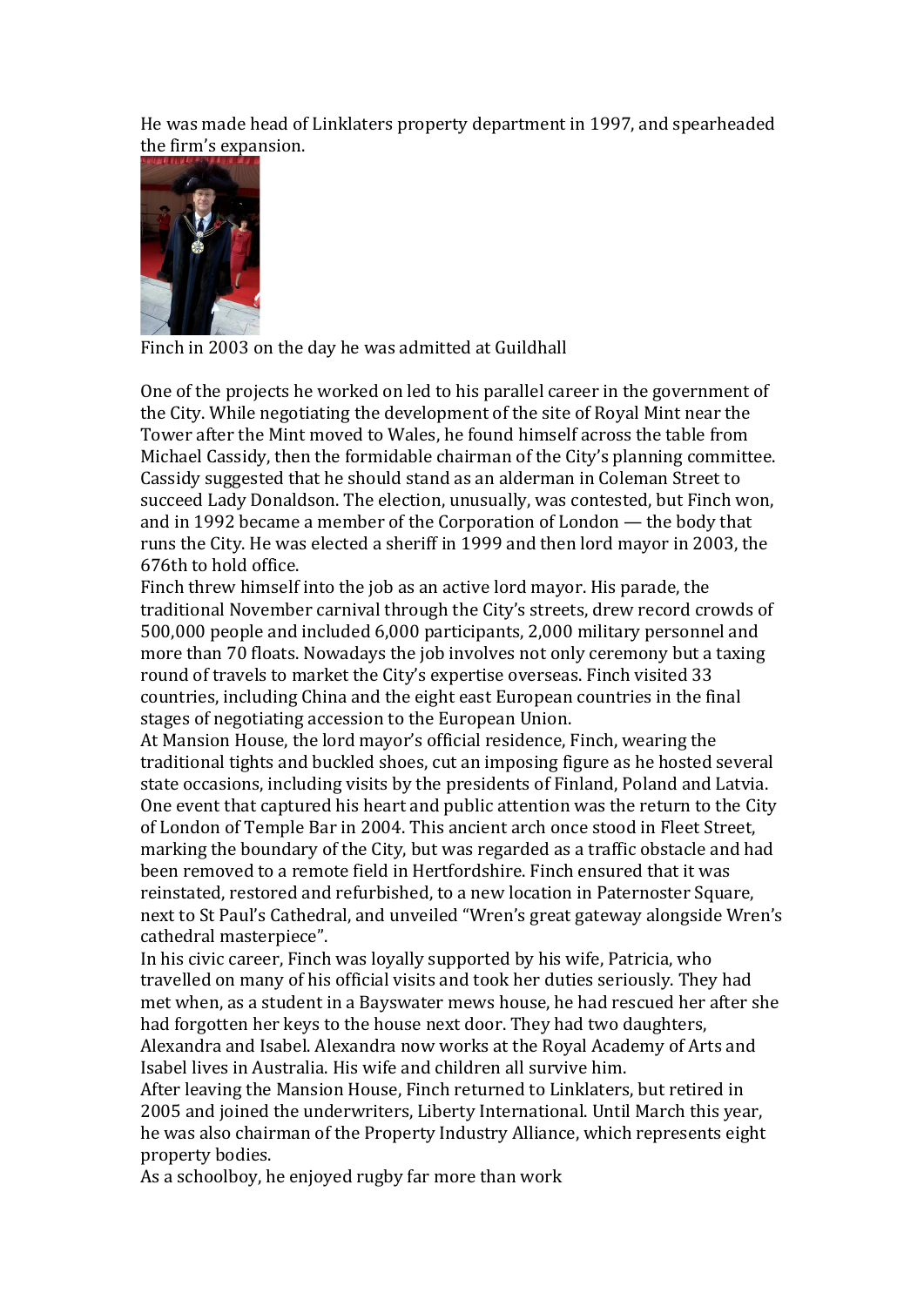He was made head of Linklaters property department in 1997, and spearheaded the firm's expansion.

Finch in 2003 on the day he was admitted at Guildhall

One of the projects he worked on led to his parallel career in the government of the City. While negotiating the development of the site of Royal Mint near the Tower after the Mint moved to Wales, he found himself across the table from Michael Cassidy, then the formidable chairman of the City's planning committee. Cassidy suggested that he should stand as an alderman in Coleman Street to succeed Lady Donaldson. The election, unusually, was contested, but Finch won, and in 1992 became a member of the Corporation of London — the body that runs the City. He was elected a sheriff in 1999 and then lord mayor in 2003, the 676th to hold office.

Finch threw himself into the job as an active lord mayor. His parade, the traditional November carnival through the City's streets, drew record crowds of 500,000 people and included 6,000 participants, 2,000 military personnel and more than 70 floats. Nowadays the job involves not only ceremony but a taxing round of travels to market the City's expertise overseas. Finch visited 33 countries, including China and the eight east European countries in the final stages of negotiating accession to the European Union.

At Mansion House, the lord mayor's official residence, Finch, wearing the traditional tights and buckled shoes, cut an imposing figure as he hosted several state occasions, including visits by the presidents of Finland, Poland and Latvia. One event that captured his heart and public attention was the return to the City of London of Temple Bar in 2004. This ancient arch once stood in Fleet Street, marking the boundary of the City, but was regarded as a traffic obstacle and had been removed to a remote field in Hertfordshire. Finch ensured that it was reinstated, restored and refurbished, to a new location in Paternoster Square, next to St Paul's Cathedral, and unveiled "Wren's great gateway alongside Wren's cathedral masterpiece".

In his civic career, Finch was loyally supported by his wife, Patricia, who travelled on many of his official visits and took her duties seriously. They had met when, as a student in a Bayswater mews house, he had rescued her after she had forgotten her keys to the house next door. They had two daughters, Alexandra and Isabel. Alexandra now works at the Royal Academy of Arts and Isabel lives in Australia. His wife and children all survive him.

After leaving the Mansion House, Finch returned to Linklaters, but retired in 2005 and joined the underwriters, Liberty International. Until March this year, he was also chairman of the Property Industry Alliance, which represents eight property bodies.

As a schoolboy, he enjoyed rugby far more than work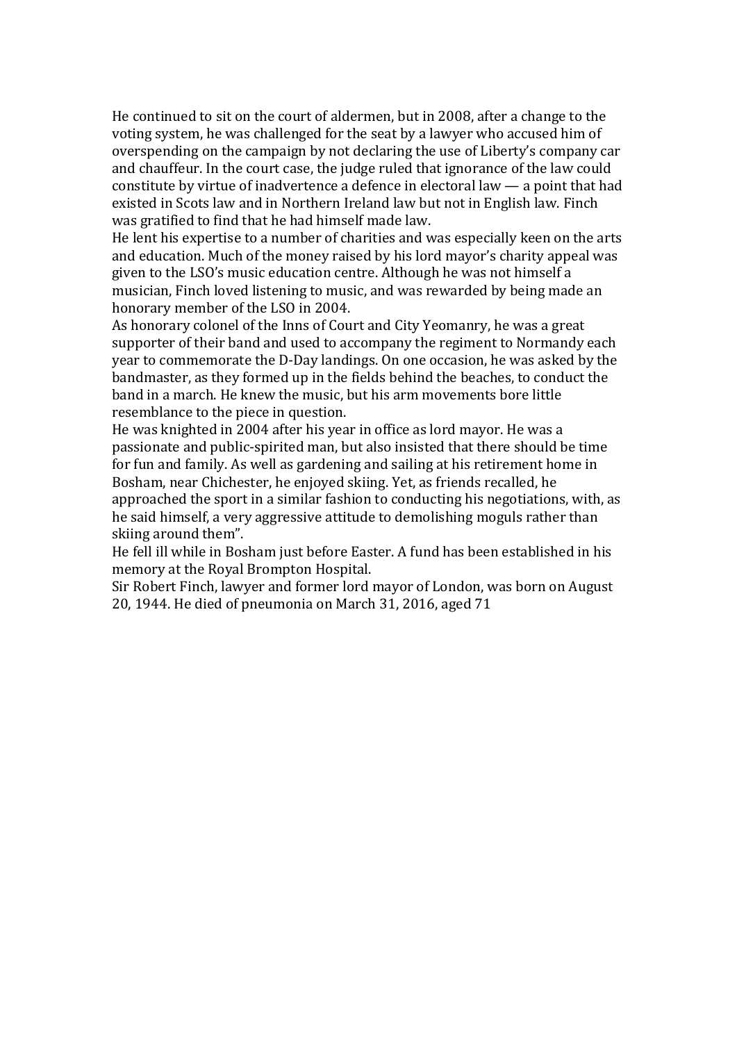He continued to sit on the court of aldermen, but in 2008, after a change to the voting system, he was challenged for the seat by a lawyer who accused him of overspending on the campaign by not declaring the use of Liberty's company car and chauffeur. In the court case, the judge ruled that ignorance of the law could constitute by virtue of inadvertence a defence in electoral law — a point that had existed in Scots law and in Northern Ireland law but not in English law. Finch was gratified to find that he had himself made law.

He lent his expertise to a number of charities and was especially keen on the arts and education. Much of the money raised by his lord mayor's charity appeal was given to the LSO's music education centre. Although he was not himself a musician, Finch loved listening to music, and was rewarded by being made an honorary member of the LSO in 2004.

As honorary colonel of the Inns of Court and City Yeomanry, he was a great supporter of their band and used to accompany the regiment to Normandy each year to commemorate the D-Day landings. On one occasion, he was asked by the bandmaster, as they formed up in the fields behind the beaches, to conduct the band in a march. He knew the music, but his arm movements bore little resemblance to the piece in question.

He was knighted in 2004 after his year in office as lord mayor. He was a passionate and public-spirited man, but also insisted that there should be time for fun and family. As well as gardening and sailing at his retirement home in Bosham, near Chichester, he enjoyed skiing. Yet, as friends recalled, he approached the sport in a similar fashion to conducting his negotiations, with, as he said himself, a very aggressive attitude to demolishing moguls rather than skiing around them".

He fell ill while in Bosham just before Easter. A fund has been established in his memory at the Royal Brompton Hospital.

Sir Robert Finch, lawyer and former lord mayor of London, was born on August 20, 1944. He died of pneumonia on March 31, 2016, aged 71